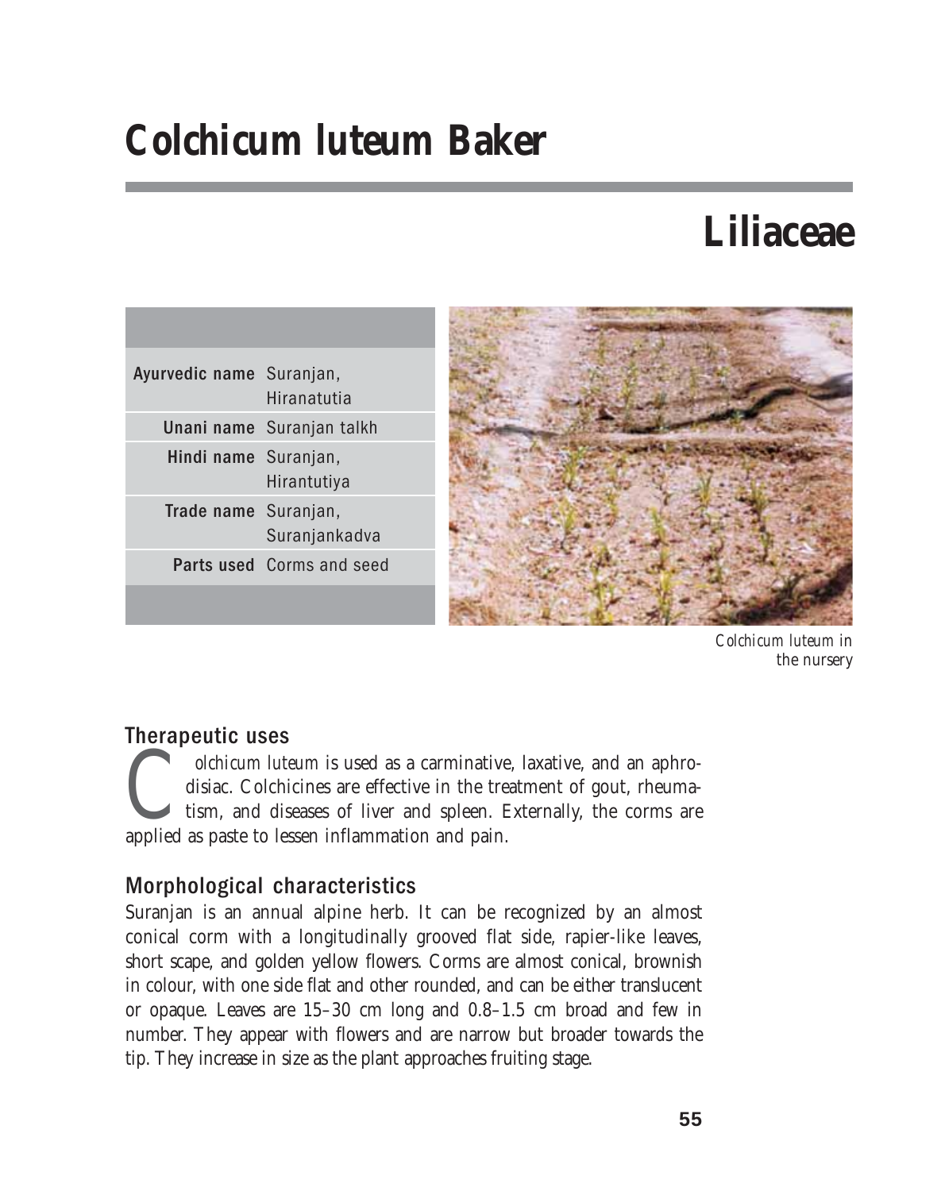# Colchicum luteum Baker

## Liliaceae

| | |
|---|---|
| **Ayurvedic name** | Suranjan, Hiranatutia |
| **Unani name** | Suranjan talkh |
| **Hindi name** | Suranjan, Hirantutiya |
| **Trade name** | Suranjan, Suranjankadva |
| **Parts used** | Corms and seed |

*Colchicum luteum* in the nursery

### Therapeutic uses

*Colchicum luteum* is used as a carminative, laxative, and an aphrodisiac. Colchicines are effective in the treatment of gout, rheumatism, and diseases of liver and spleen. Externally, the corms are applied as paste to lessen inflammation and pain.

### Morphological characteristics

Suranjan is an annual alpine herb. It can be recognized by an almost conical corm with a longitudinally grooved flat side, rapier-like leaves, short scape, and golden yellow flowers. Corms are almost conical, brownish in colour, with one side flat and other rounded, and can be either translucent or opaque. Leaves are 15–30 cm long and 0.8–1.5 cm broad and few in number. They appear with flowers and are narrow but broader towards the tip. They increase in size as the plant approaches fruiting stage.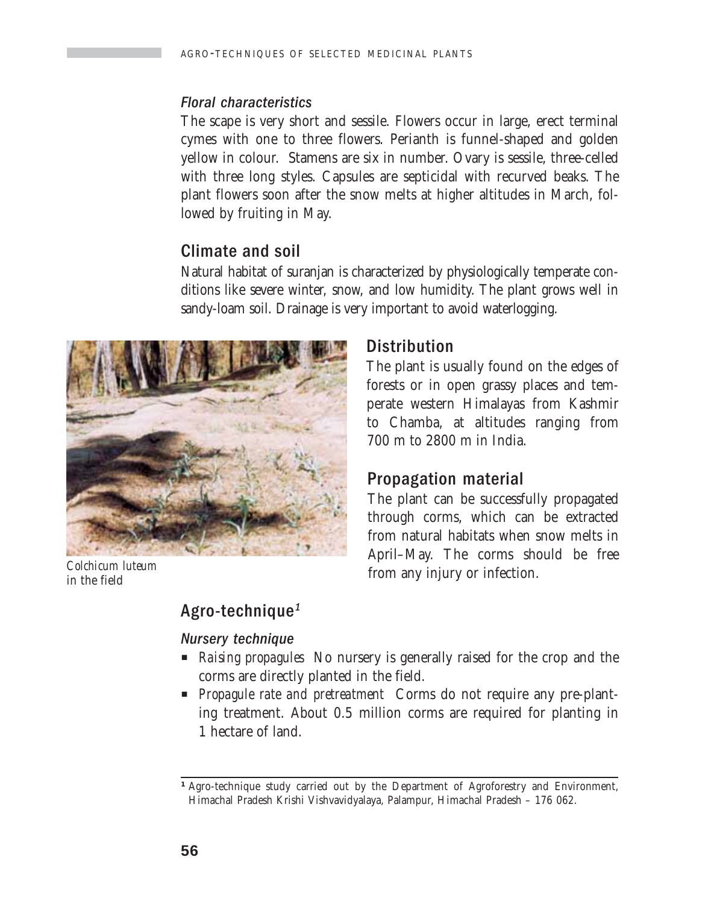### *Floral characteristics*

The scape is very short and sessile. Flowers occur in large, erect terminal cymes with one to three flowers. Perianth is funnel-shaped and golden yellow in colour. Stamens are six in number. Ovary is sessile, three-celled with three long styles. Capsules are septicidal with recurved beaks. The plant flowers soon after the snow melts at higher altitudes in March, followed by fruiting in May.

## Climate and soil

Natural habitat of suranjan is characterized by physiologically temperate conditions like severe winter, snow, and low humidity. The plant grows well in sandy-loam soil. Drainage is very important to avoid waterlogging.

*Colchicum luteum in the field*

## Distribution

The plant is usually found on the edges of forests or in open grassy places and temperate western Himalayas from Kashmir to Chamba, at altitudes ranging from 700 m to 2800 m in India.

## Propagation material

The plant can be successfully propagated through corms, which can be extracted from natural habitats when snow melts in April–May. The corms should be free from any injury or infection.

## Agro-technique[1]

### *Nursery technique*

- *Raising propagules* No nursery is generally raised for the crop and the corms are directly planted in the field.
- *Propagule rate and pretreatment* Corms do not require any pre-planting treatment. About 0.5 million corms are required for planting in 1 hectare of land.

---

[1] Agro-technique study carried out by the Department of Agroforestry and Environment, Himachal Pradesh Krishi Vishvavidyalaya, Palampur, Himachal Pradesh – 176 062.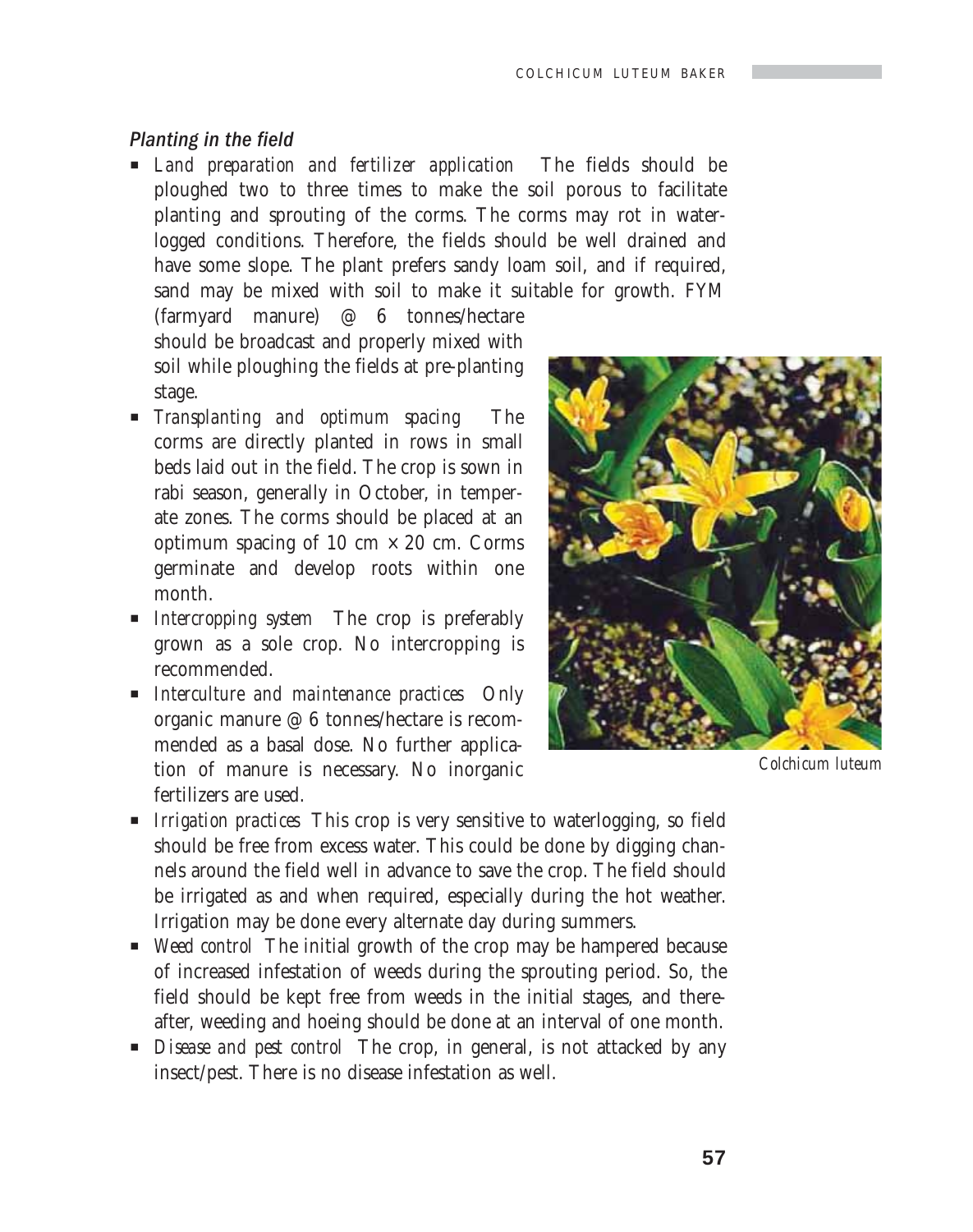## Planting in the field

- *Land preparation and fertilizer application* The fields should be ploughed two to three times to make the soil porous to facilitate planting and sprouting of the corms. The corms may rot in water-logged conditions. Therefore, the fields should be well drained and have some slope. The plant prefers sandy loam soil, and if required, sand may be mixed with soil to make it suitable for growth. FYM (farmyard manure) @ 6 tonnes/hectare should be broadcast and properly mixed with soil while ploughing the fields at pre-planting stage.
- *Transplanting and optimum spacing* The corms are directly planted in rows in small beds laid out in the field. The crop is sown in rabi season, generally in October, in temperate zones. The corms should be placed at an optimum spacing of 10 cm × 20 cm. Corms germinate and develop roots within one month.
- *Intercropping system* The crop is preferably grown as a sole crop. No intercropping is recommended.
- *Interculture and maintenance practices* Only organic manure @ 6 tonnes/hectare is recommended as a basal dose. No further application of manure is necessary. No inorganic fertilizers are used.
- *Irrigation practices* This crop is very sensitive to waterlogging, so field should be free from excess water. This could be done by digging channels around the field well in advance to save the crop. The field should be irrigated as and when required, especially during the hot weather. Irrigation may be done every alternate day during summers.
- *Weed control* The initial growth of the crop may be hampered because of increased infestation of weeds during the sprouting period. So, the field should be kept free from weeds in the initial stages, and thereafter, weeding and hoeing should be done at an interval of one month.
- *Disease and pest control* The crop, in general, is not attacked by any insect/pest. There is no disease infestation as well.

*Colchicum luteum*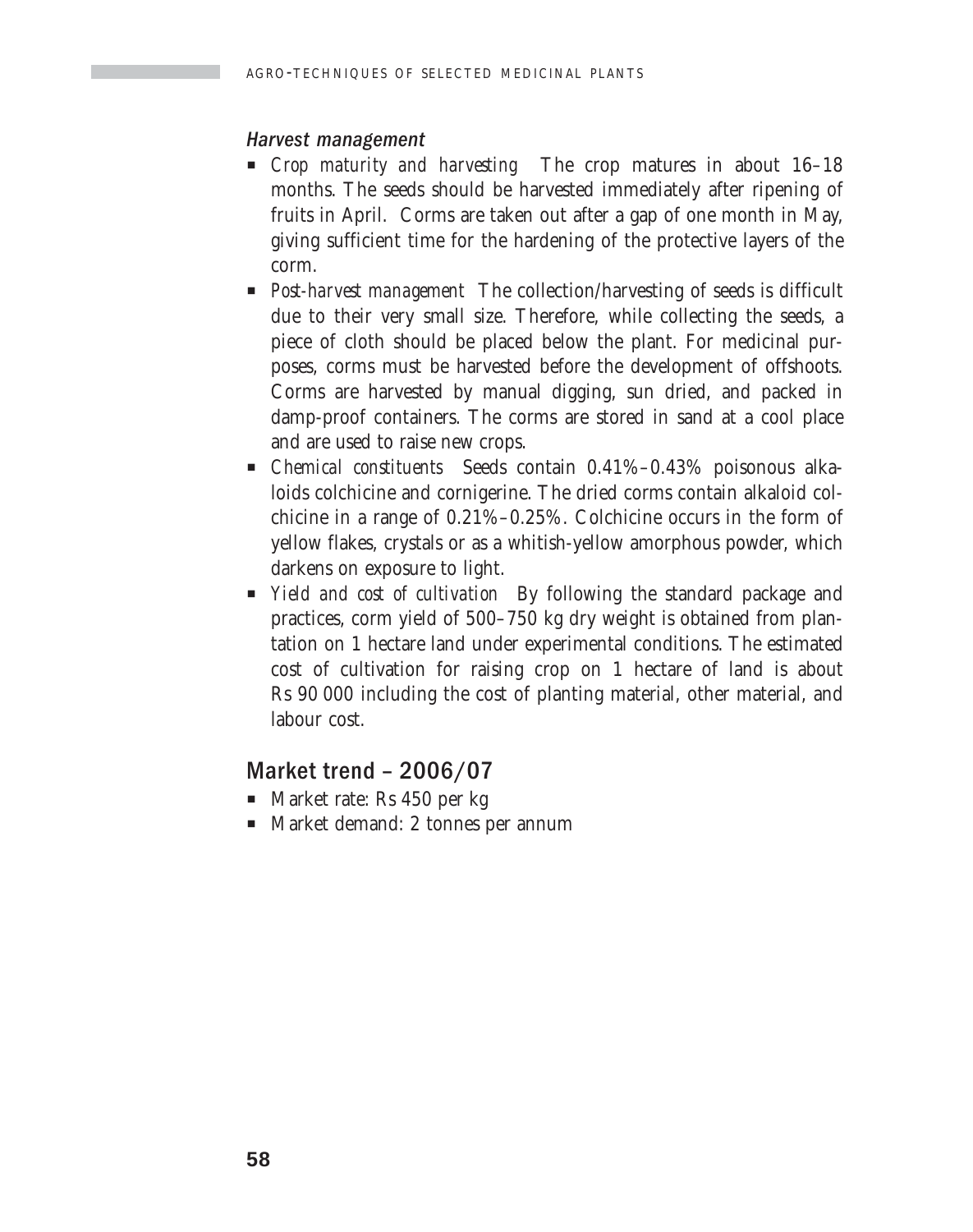### *Harvest management*

- *Crop maturity and harvesting* The crop matures in about 16–18 months. The seeds should be harvested immediately after ripening of fruits in April. Corms are taken out after a gap of one month in May, giving sufficient time for the hardening of the protective layers of the corm.
- *Post-harvest management* The collection/harvesting of seeds is difficult due to their very small size. Therefore, while collecting the seeds, a piece of cloth should be placed below the plant. For medicinal purposes, corms must be harvested before the development of offshoots. Corms are harvested by manual digging, sun dried, and packed in damp-proof containers. The corms are stored in sand at a cool place and are used to raise new crops.
- *Chemical constituents* Seeds contain 0.41%–0.43% poisonous alkaloids colchicine and cornigerine. The dried corms contain alkaloid colchicine in a range of 0.21%–0.25%. Colchicine occurs in the form of yellow flakes, crystals or as a whitish-yellow amorphous powder, which darkens on exposure to light.
- *Yield and cost of cultivation* By following the standard package and practices, corm yield of 500–750 kg dry weight is obtained from plantation on 1 hectare land under experimental conditions. The estimated cost of cultivation for raising crop on 1 hectare of land is about Rs 90 000 including the cost of planting material, other material, and labour cost.

## Market trend – 2006/07

- Market rate: Rs 450 per kg
- Market demand: 2 tonnes per annum